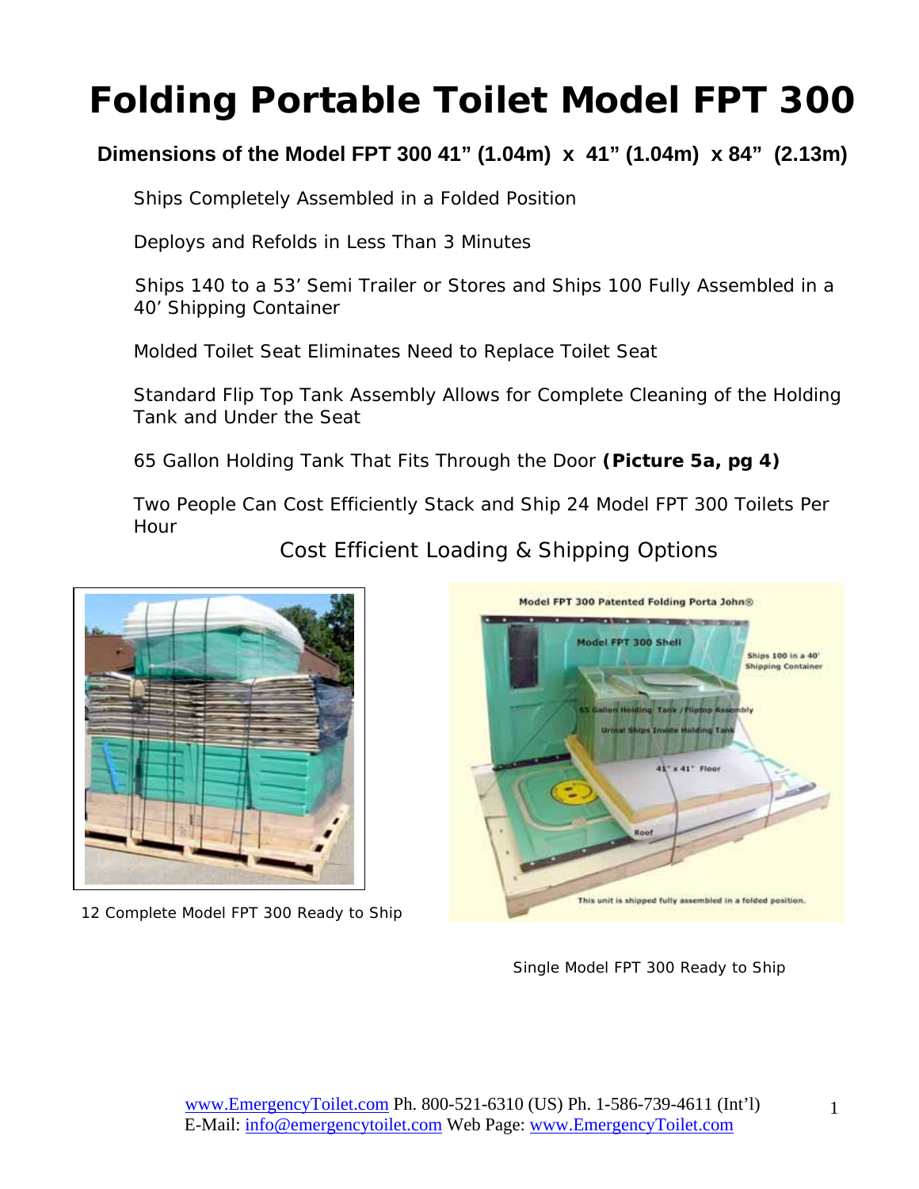# Folding Portable Toilet Model FPT 300

**Dimensions of the Model FPT 300 41" (1.04m) x 41" (1.04m) x 84" (2.13m)**

Ships Completely Assembled in a Folded Position

Deploys and Refolds in Less Than 3 Minutes

Ships 140 to a 53' Semi Trailer or Stores and Ships 100 Fully Assembled in a 40' Shipping Container

Molded Toilet Seat Eliminates Need to Replace Toilet Seat

Standard Flip Top Tank Assembly Allows for Complete Cleaning of the Holding Tank and Under the Seat

65 Gallon Holding Tank That Fits Through the Door **(Picture 5a, pg 4)**

Two People Can Cost Efficiently Stack and Ship 24 Model FPT 300 Toilets Per Hour

Cost Efficient Loading & Shipping Options

12 Complete Model FPT 300 Ready to Ship

Single Model FPT 300 Ready to Ship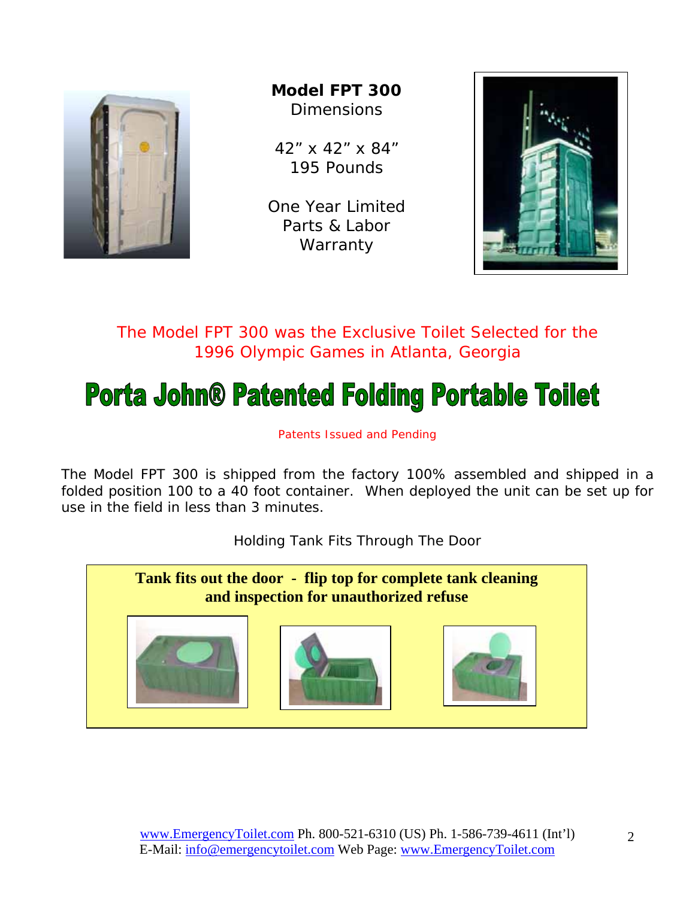**Model FPT 300**
Dimensions

42” x 42” x 84”
195 Pounds

One Year Limited
Parts & Labor
Warranty

The Model FPT 300 was the Exclusive Toilet Selected for the 1996 Olympic Games in Atlanta, Georgia

# Porta John® Patented Folding Portable Toilet

Patents Issued and Pending

The Model FPT 300 is shipped from the factory 100% assembled and shipped in a folded position 100 to a 40 foot container. When deployed the unit can be set up for use in the field in less than 3 minutes.

Holding Tank Fits Through The Door

**Tank fits out the door - flip top for complete tank cleaning and inspection for unauthorized refuse**

www.EmergencyToilet.com Ph. 800-521-6310 (US) Ph. 1-586-739-4611 (Int’l)
E-Mail: info@emergencytoilet.com Web Page: www.EmergencyToilet.com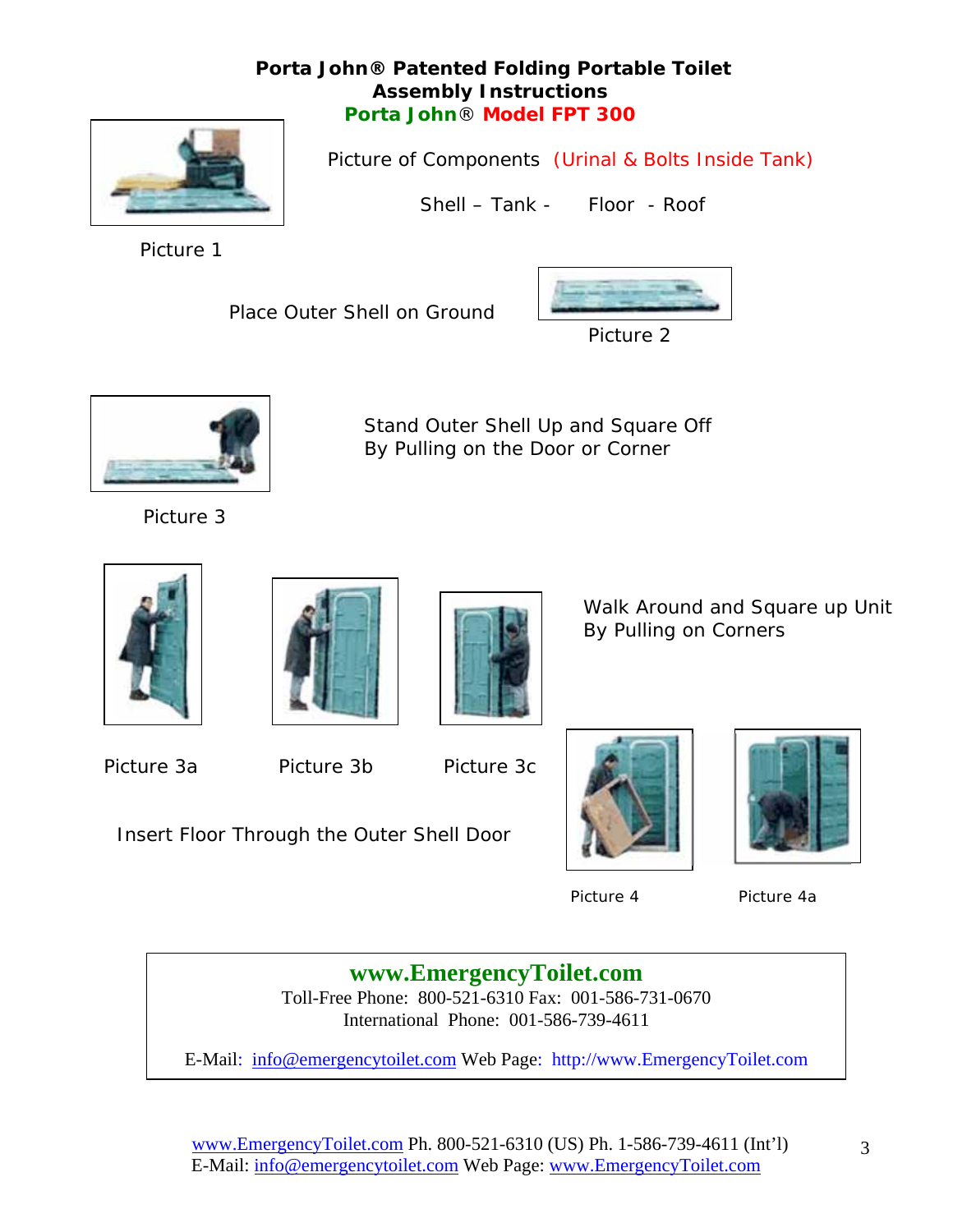**Porta John® Patented Folding Portable Toilet**
**Assembly Instructions**
**Porta John® Model FPT 300**

Picture of Components (Urinal & Bolts Inside Tank)

Shell – Tank - Floor - Roof

Picture 1

Place Outer Shell on Ground

Picture 2

Stand Outer Shell Up and Square Off
By Pulling on the Door or Corner

Picture 3

Walk Around and Square up Unit
By Pulling on Corners

Picture 3a

Picture 3b

Picture 3c

Insert Floor Through the Outer Shell Door

Picture 4

Picture 4a

**www.EmergencyToilet.com**
Toll-Free Phone: 800-521-6310 Fax: 001-586-731-0670
International Phone: 001-586-739-4611

E-Mail: info@emergencytoilet.com Web Page: http://www.EmergencyToilet.com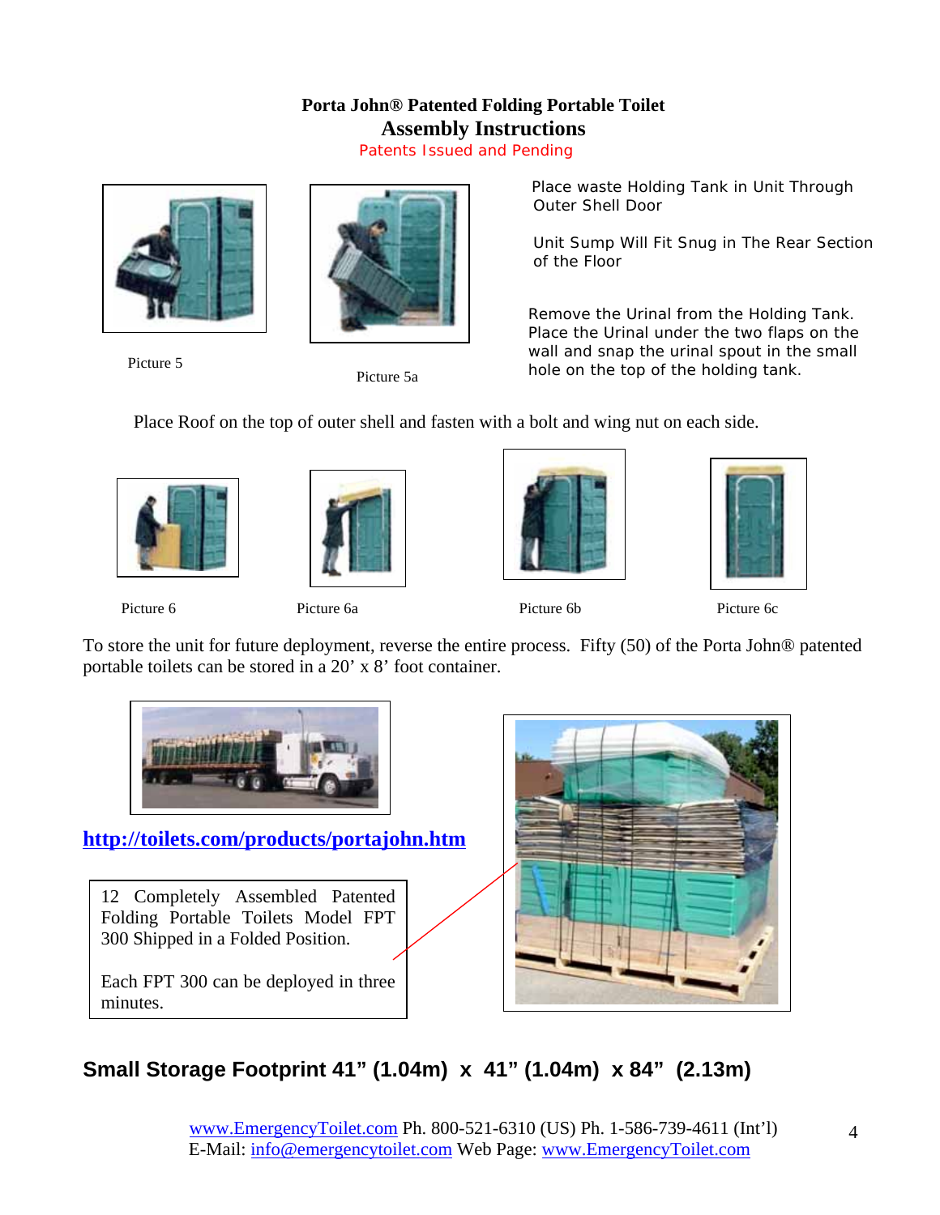**Porta John® Patented Folding Portable Toilet**

## Assembly Instructions

Patents Issued and Pending

Picture 5

Picture 5a

Place waste Holding Tank in Unit Through Outer Shell Door

Unit Sump Will Fit Snug in The Rear Section of the Floor

Remove the Urinal from the Holding Tank. Place the Urinal under the two flaps on the wall and snap the urinal spout in the small hole on the top of the holding tank.

Place Roof on the top of outer shell and fasten with a bolt and wing nut on each side.

Picture 6

Picture 6a

Picture 6b

Picture 6c

To store the unit for future deployment, reverse the entire process. Fifty (50) of the Porta John® patented portable toilets can be stored in a 20' x 8' foot container.

**http://toilets.com/products/portajohn.htm**

12 Completely Assembled Patented Folding Portable Toilets Model FPT 300 Shipped in a Folded Position.

Each FPT 300 can be deployed in three minutes.

## Small Storage Footprint 41" (1.04m) x 41" (1.04m) x 84" (2.13m)

www.EmergencyToilet.com Ph. 800-521-6310 (US) Ph. 1-586-739-4611 (Int'l)
E-Mail: info@emergencytoilet.com Web Page: www.EmergencyToilet.com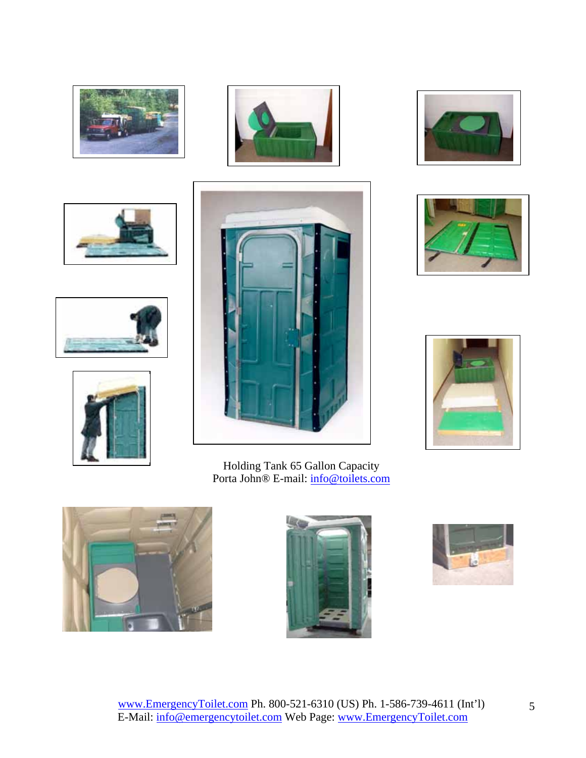Holding Tank 65 Gallon Capacity
Porta John® E-mail: info@toilets.com

www.EmergencyToilet.com Ph. 800-521-6310 (US) Ph. 1-586-739-4611 (Int'l)
E-Mail: info@emergencytoilet.com Web Page: www.EmergencyToilet.com